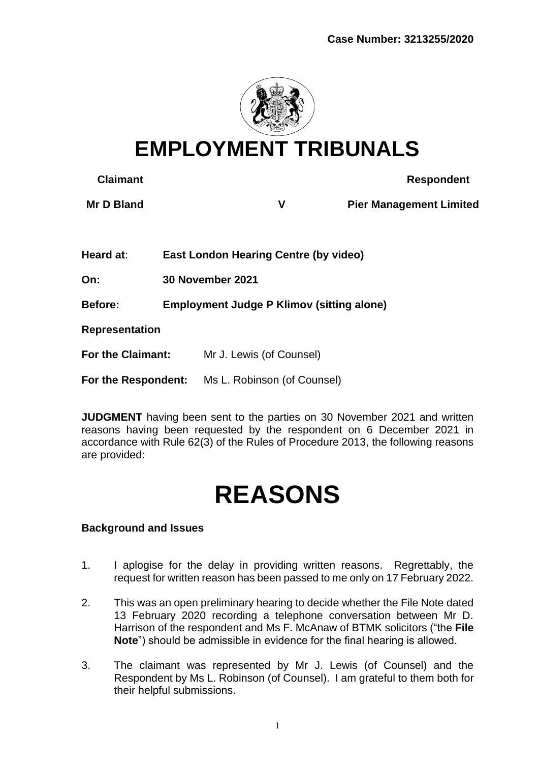**Case Number: 3213255/2020**

# EMPLOYMENT TRIBUNALS

| **Claimant** | | **Respondent** |
|---|---|---|
| **Mr D Bland** | **V** | **Pier Management Limited** |

**Heard at**: **East London Hearing Centre (by video)**

**On: 30 November 2021**

**Before: Employment Judge P Klimov (sitting alone)**

**Representation**

**For the Claimant:** Mr J. Lewis (of Counsel)

**For the Respondent:** Ms L. Robinson (of Counsel)

**JUDGMENT** having been sent to the parties on 30 November 2021 and written reasons having been requested by the respondent on 6 December 2021 in accordance with Rule 62(3) of the Rules of Procedure 2013, the following reasons are provided:

# REASONS

### Background and Issues

1. I aplogise for the delay in providing written reasons. Regrettably, the request for written reason has been passed to me only on 17 February 2022.

2. This was an open preliminary hearing to decide whether the File Note dated 13 February 2020 recording a telephone conversation between Mr D. Harrison of the respondent and Ms F. McAnaw of BTMK solicitors ("the **File Note**") should be admissible in evidence for the final hearing is allowed.

3. The claimant was represented by Mr J. Lewis (of Counsel) and the Respondent by Ms L. Robinson (of Counsel). I am grateful to them both for their helpful submissions.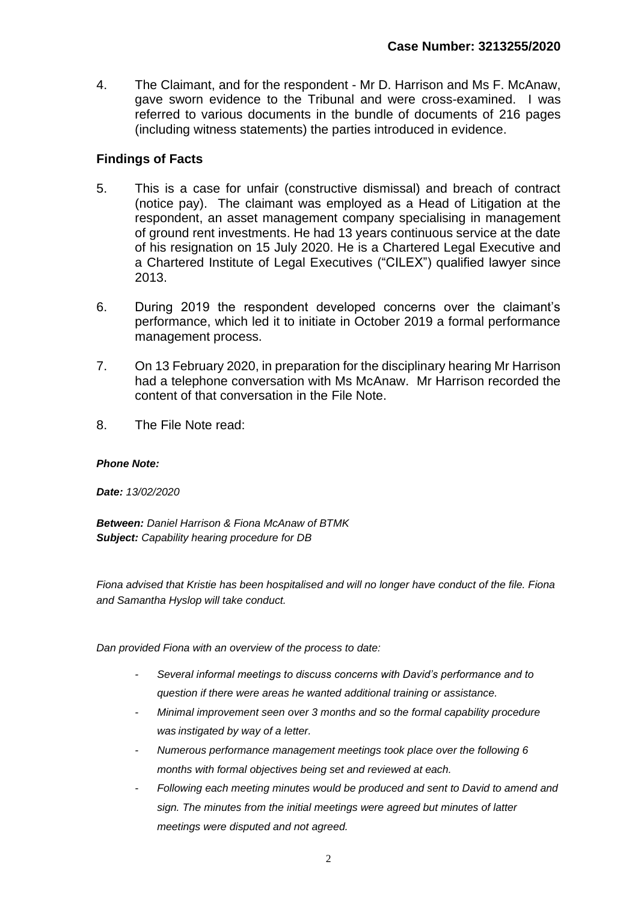4. The Claimant, and for the respondent - Mr D. Harrison and Ms F. McAnaw, gave sworn evidence to the Tribunal and were cross-examined. I was referred to various documents in the bundle of documents of 216 pages (including witness statements) the parties introduced in evidence.

## Findings of Facts

5. This is a case for unfair (constructive dismissal) and breach of contract (notice pay). The claimant was employed as a Head of Litigation at the respondent, an asset management company specialising in management of ground rent investments. He had 13 years continuous service at the date of his resignation on 15 July 2020. He is a Chartered Legal Executive and a Chartered Institute of Legal Executives ("CILEX") qualified lawyer since 2013.

6. During 2019 the respondent developed concerns over the claimant's performance, which led it to initiate in October 2019 a formal performance management process.

7. On 13 February 2020, in preparation for the disciplinary hearing Mr Harrison had a telephone conversation with Ms McAnaw. Mr Harrison recorded the content of that conversation in the File Note.

8. The File Note read:

***Phone Note:***

***Date:*** *13/02/2020*

***Between:*** *Daniel Harrison & Fiona McAnaw of BTMK*
***Subject:*** *Capability hearing procedure for DB*

*Fiona advised that Kristie has been hospitalised and will no longer have conduct of the file. Fiona and Samantha Hyslop will take conduct.*

*Dan provided Fiona with an overview of the process to date:*

- *Several informal meetings to discuss concerns with David's performance and to question if there were areas he wanted additional training or assistance.*
- *Minimal improvement seen over 3 months and so the formal capability procedure was instigated by way of a letter.*
- *Numerous performance management meetings took place over the following 6 months with formal objectives being set and reviewed at each.*
- *Following each meeting minutes would be produced and sent to David to amend and sign. The minutes from the initial meetings were agreed but minutes of latter meetings were disputed and not agreed.*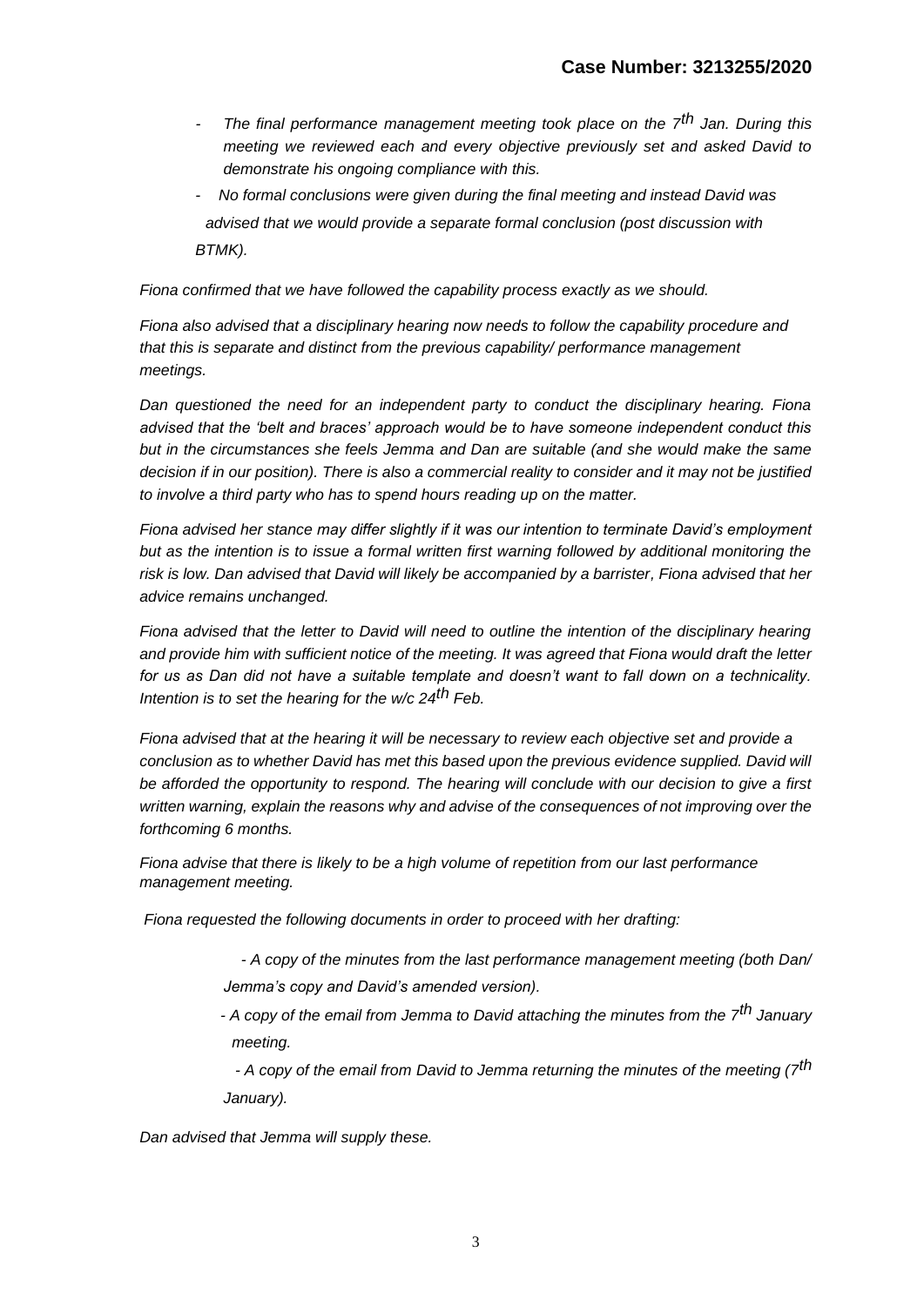- *The final performance management meeting took place on the 7th Jan. During this meeting we reviewed each and every objective previously set and asked David to demonstrate his ongoing compliance with this.*
- *No formal conclusions were given during the final meeting and instead David was advised that we would provide a separate formal conclusion (post discussion with BTMK).*

*Fiona confirmed that we have followed the capability process exactly as we should.*

*Fiona also advised that a disciplinary hearing now needs to follow the capability procedure and that this is separate and distinct from the previous capability/ performance management meetings.*

*Dan questioned the need for an independent party to conduct the disciplinary hearing. Fiona advised that the 'belt and braces' approach would be to have someone independent conduct this but in the circumstances she feels Jemma and Dan are suitable (and she would make the same decision if in our position). There is also a commercial reality to consider and it may not be justified to involve a third party who has to spend hours reading up on the matter.*

*Fiona advised her stance may differ slightly if it was our intention to terminate David's employment but as the intention is to issue a formal written first warning followed by additional monitoring the risk is low. Dan advised that David will likely be accompanied by a barrister, Fiona advised that her advice remains unchanged.*

*Fiona advised that the letter to David will need to outline the intention of the disciplinary hearing and provide him with sufficient notice of the meeting. It was agreed that Fiona would draft the letter for us as Dan did not have a suitable template and doesn't want to fall down on a technicality. Intention is to set the hearing for the w/c 24th Feb.*

*Fiona advised that at the hearing it will be necessary to review each objective set and provide a conclusion as to whether David has met this based upon the previous evidence supplied. David will be afforded the opportunity to respond. The hearing will conclude with our decision to give a first written warning, explain the reasons why and advise of the consequences of not improving over the forthcoming 6 months.*

*Fiona advise that there is likely to be a high volume of repetition from our last performance management meeting.*

*Fiona requested the following documents in order to proceed with her drafting:*

- *A copy of the minutes from the last performance management meeting (both Dan/ Jemma's copy and David's amended version).*
- *A copy of the email from Jemma to David attaching the minutes from the 7th January meeting.*
- *A copy of the email from David to Jemma returning the minutes of the meeting (7th January).*

*Dan advised that Jemma will supply these.*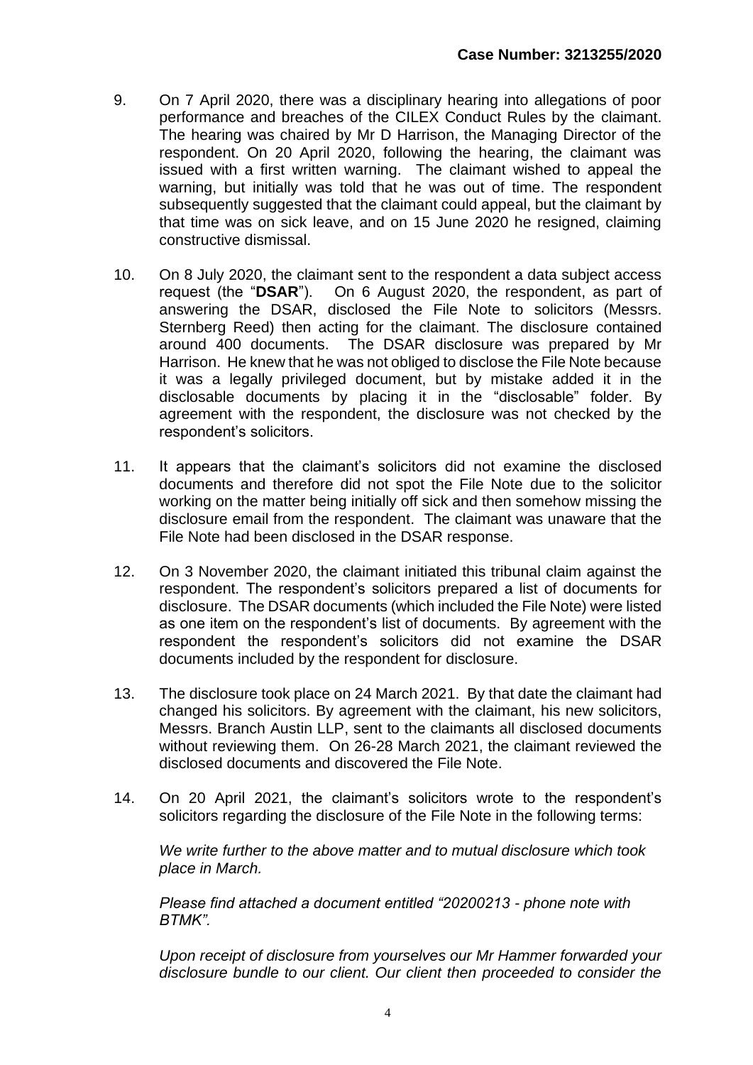9. On 7 April 2020, there was a disciplinary hearing into allegations of poor performance and breaches of the CILEX Conduct Rules by the claimant. The hearing was chaired by Mr D Harrison, the Managing Director of the respondent. On 20 April 2020, following the hearing, the claimant was issued with a first written warning. The claimant wished to appeal the warning, but initially was told that he was out of time. The respondent subsequently suggested that the claimant could appeal, but the claimant by that time was on sick leave, and on 15 June 2020 he resigned, claiming constructive dismissal.

10. On 8 July 2020, the claimant sent to the respondent a data subject access request (the "**DSAR**"). On 6 August 2020, the respondent, as part of answering the DSAR, disclosed the File Note to solicitors (Messrs. Sternberg Reed) then acting for the claimant. The disclosure contained around 400 documents. The DSAR disclosure was prepared by Mr Harrison. He knew that he was not obliged to disclose the File Note because it was a legally privileged document, but by mistake added it in the disclosable documents by placing it in the "disclosable" folder. By agreement with the respondent, the disclosure was not checked by the respondent's solicitors.

11. It appears that the claimant's solicitors did not examine the disclosed documents and therefore did not spot the File Note due to the solicitor working on the matter being initially off sick and then somehow missing the disclosure email from the respondent. The claimant was unaware that the File Note had been disclosed in the DSAR response.

12. On 3 November 2020, the claimant initiated this tribunal claim against the respondent. The respondent's solicitors prepared a list of documents for disclosure. The DSAR documents (which included the File Note) were listed as one item on the respondent's list of documents. By agreement with the respondent the respondent's solicitors did not examine the DSAR documents included by the respondent for disclosure.

13. The disclosure took place on 24 March 2021. By that date the claimant had changed his solicitors. By agreement with the claimant, his new solicitors, Messrs. Branch Austin LLP, sent to the claimants all disclosed documents without reviewing them. On 26-28 March 2021, the claimant reviewed the disclosed documents and discovered the File Note.

14. On 20 April 2021, the claimant's solicitors wrote to the respondent's solicitors regarding the disclosure of the File Note in the following terms:

    *We write further to the above matter and to mutual disclosure which took place in March.*

    *Please find attached a document entitled "20200213 - phone note with BTMK".*

    *Upon receipt of disclosure from yourselves our Mr Hammer forwarded your disclosure bundle to our client. Our client then proceeded to consider the*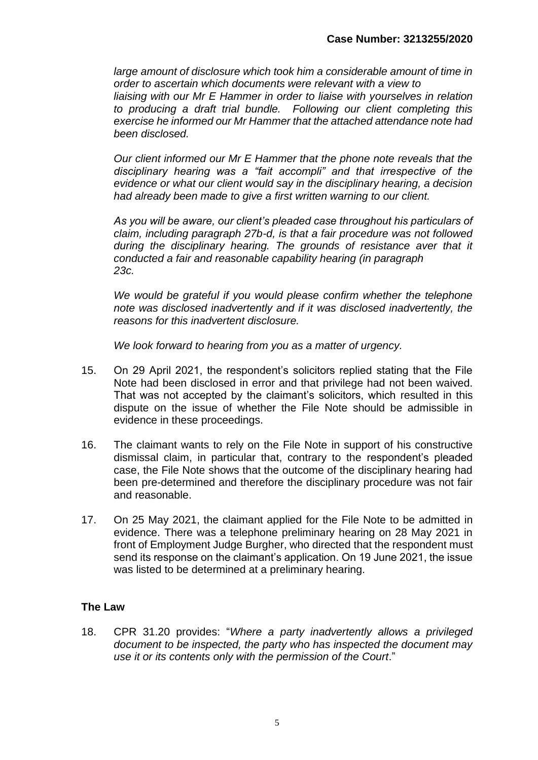*large amount of disclosure which took him a considerable amount of time in order to ascertain which documents were relevant with a view to liaising with our Mr E Hammer in order to liaise with yourselves in relation to producing a draft trial bundle. Following our client completing this exercise he informed our Mr Hammer that the attached attendance note had been disclosed.*

*Our client informed our Mr E Hammer that the phone note reveals that the disciplinary hearing was a "fait accompli" and that irrespective of the evidence or what our client would say in the disciplinary hearing, a decision had already been made to give a first written warning to our client.*

*As you will be aware, our client's pleaded case throughout his particulars of claim, including paragraph 27b-d, is that a fair procedure was not followed during the disciplinary hearing. The grounds of resistance aver that it conducted a fair and reasonable capability hearing (in paragraph 23c.*

*We would be grateful if you would please confirm whether the telephone note was disclosed inadvertently and if it was disclosed inadvertently, the reasons for this inadvertent disclosure.*

*We look forward to hearing from you as a matter of urgency.*

15. On 29 April 2021, the respondent's solicitors replied stating that the File Note had been disclosed in error and that privilege had not been waived. That was not accepted by the claimant's solicitors, which resulted in this dispute on the issue of whether the File Note should be admissible in evidence in these proceedings.

16. The claimant wants to rely on the File Note in support of his constructive dismissal claim, in particular that, contrary to the respondent's pleaded case, the File Note shows that the outcome of the disciplinary hearing had been pre-determined and therefore the disciplinary procedure was not fair and reasonable.

17. On 25 May 2021, the claimant applied for the File Note to be admitted in evidence. There was a telephone preliminary hearing on 28 May 2021 in front of Employment Judge Burgher, who directed that the respondent must send its response on the claimant's application. On 19 June 2021, the issue was listed to be determined at a preliminary hearing.

## The Law

18. CPR 31.20 provides: "*Where a party inadvertently allows a privileged document to be inspected, the party who has inspected the document may use it or its contents only with the permission of the Court*."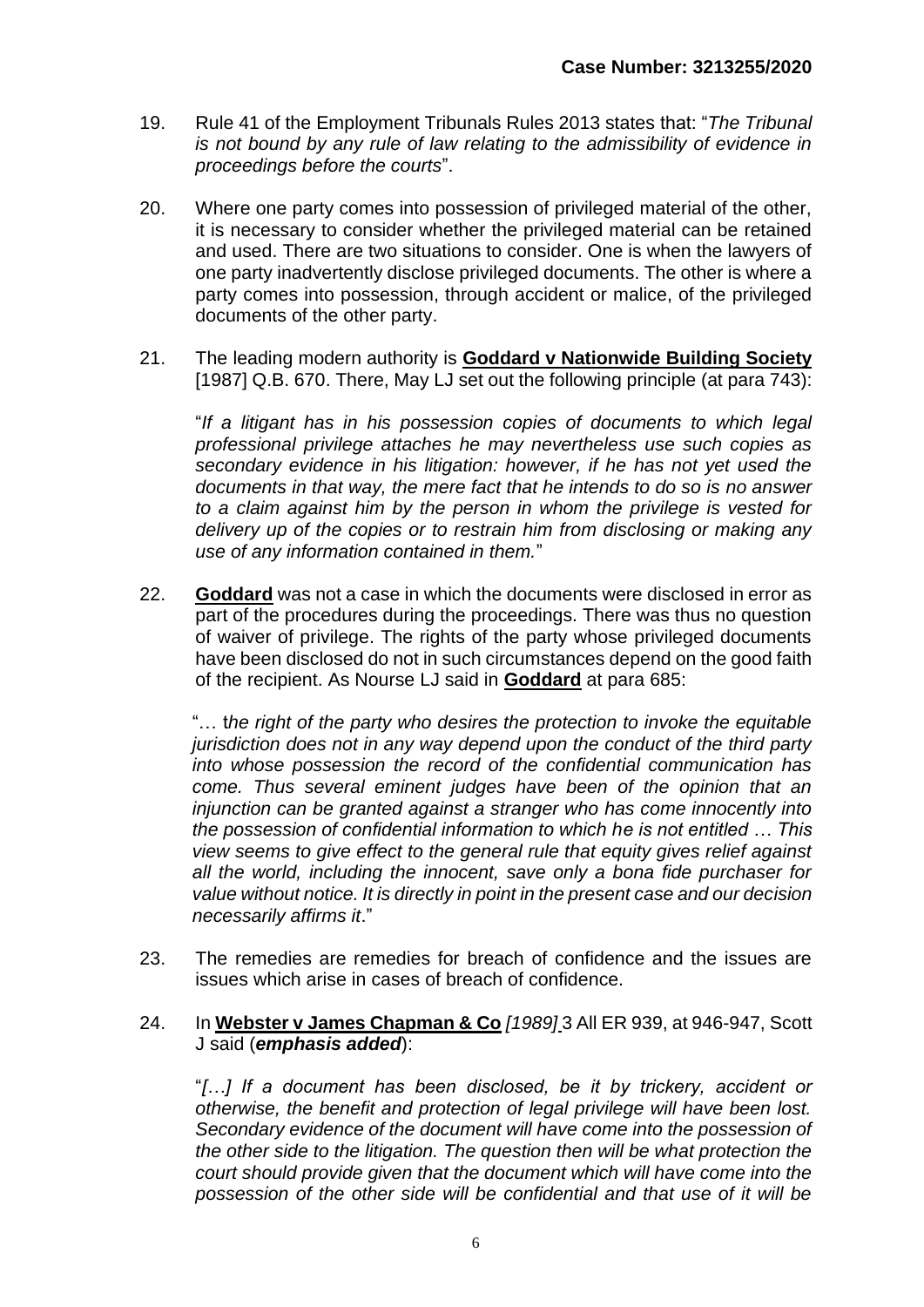19. Rule 41 of the Employment Tribunals Rules 2013 states that: "*The Tribunal is not bound by any rule of law relating to the admissibility of evidence in proceedings before the courts*".

20. Where one party comes into possession of privileged material of the other, it is necessary to consider whether the privileged material can be retained and used. There are two situations to consider. One is when the lawyers of one party inadvertently disclose privileged documents. The other is where a party comes into possession, through accident or malice, of the privileged documents of the other party.

21. The leading modern authority is **Goddard v Nationwide Building Society** [1987] Q.B. 670. There, May LJ set out the following principle (at para 743):

    "*If a litigant has in his possession copies of documents to which legal professional privilege attaches he may nevertheless use such copies as secondary evidence in his litigation: however, if he has not yet used the documents in that way, the mere fact that he intends to do so is no answer to a claim against him by the person in whom the privilege is vested for delivery up of the copies or to restrain him from disclosing or making any use of any information contained in them.*"

22. **Goddard** was not a case in which the documents were disclosed in error as part of the procedures during the proceedings. There was thus no question of waiver of privilege. The rights of the party whose privileged documents have been disclosed do not in such circumstances depend on the good faith of the recipient. As Nourse LJ said in **Goddard** at para 685:

    "*… the right of the party who desires the protection to invoke the equitable jurisdiction does not in any way depend upon the conduct of the third party into whose possession the record of the confidential communication has come. Thus several eminent judges have been of the opinion that an injunction can be granted against a stranger who has come innocently into the possession of confidential information to which he is not entitled … This view seems to give effect to the general rule that equity gives relief against all the world, including the innocent, save only a bona fide purchaser for value without notice. It is directly in point in the present case and our decision necessarily affirms it*."

23. The remedies are remedies for breach of confidence and the issues are issues which arise in cases of breach of confidence.

24. In **Webster v James Chapman & Co** *[1989]* 3 All ER 939, at 946-947, Scott J said (***emphasis added***):

    "*[…] If a document has been disclosed, be it by trickery, accident or otherwise, the benefit and protection of legal privilege will have been lost. Secondary evidence of the document will have come into the possession of the other side to the litigation. The question then will be what protection the court should provide given that the document which will have come into the possession of the other side will be confidential and that use of it will be*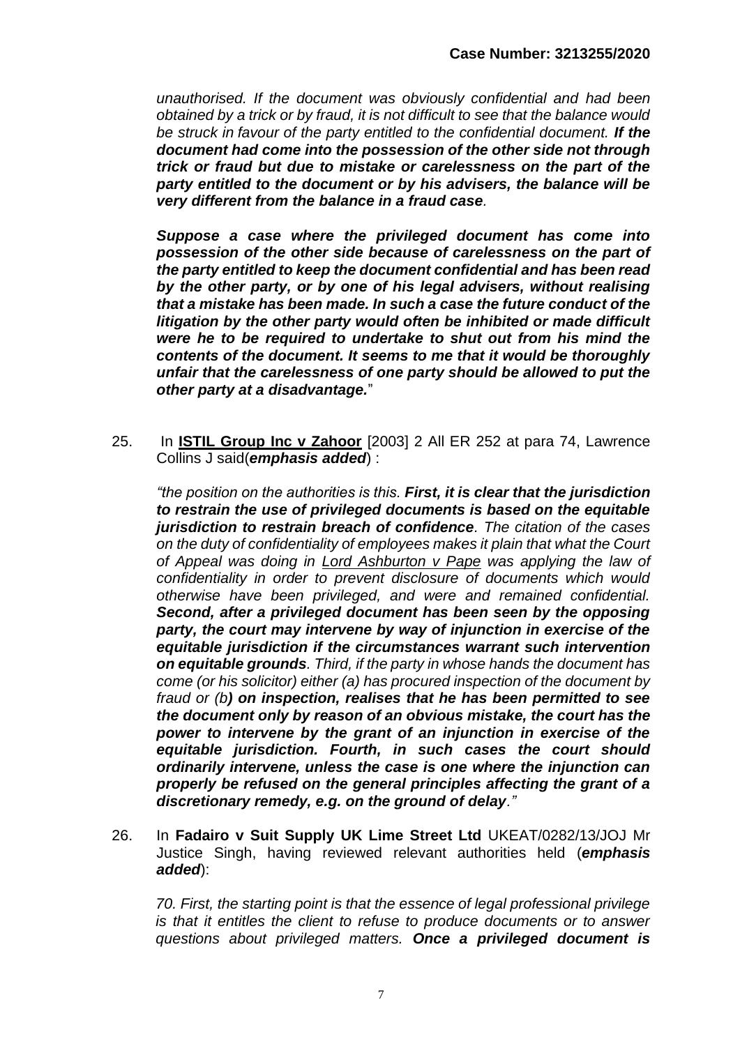*unauthorised. If the document was obviously confidential and had been obtained by a trick or by fraud, it is not difficult to see that the balance would be struck in favour of the party entitled to the confidential document.* ***If the document had come into the possession of the other side not through trick or fraud but due to mistake or carelessness on the part of the party entitled to the document or by his advisers, the balance will be very different from the balance in a fraud case****.*

***Suppose a case where the privileged document has come into possession of the other side because of carelessness on the part of the party entitled to keep the document confidential and has been read by the other party, or by one of his legal advisers, without realising that a mistake has been made. In such a case the future conduct of the litigation by the other party would often be inhibited or made difficult were he to be required to undertake to shut out from his mind the contents of the document. It seems to me that it would be thoroughly unfair that the carelessness of one party should be allowed to put the other party at a disadvantage.***"

25. In **ISTIL Group Inc v Zahoor** [2003] 2 All ER 252 at para 74, Lawrence Collins J said(***emphasis added***) :

*"the position on the authorities is this.* ***First, it is clear that the jurisdiction to restrain the use of privileged documents is based on the equitable jurisdiction to restrain breach of confidence****. The citation of the cases on the duty of confidentiality of employees makes it plain that what the Court of Appeal was doing in Lord Ashburton v Pape was applying the law of confidentiality in order to prevent disclosure of documents which would otherwise have been privileged, and were and remained confidential.* ***Second, after a privileged document has been seen by the opposing party, the court may intervene by way of injunction in exercise of the equitable jurisdiction if the circumstances warrant such intervention on equitable grounds****. Third, if the party in whose hands the document has come (or his solicitor) either (a) has procured inspection of the document by fraud or (b****) on inspection, realises that he has been permitted to see the document only by reason of an obvious mistake, the court has the power to intervene by the grant of an injunction in exercise of the equitable jurisdiction. Fourth, in such cases the court should ordinarily intervene, unless the case is one where the injunction can properly be refused on the general principles affecting the grant of a discretionary remedy, e.g. on the ground of delay****."*

26. In **Fadairo v Suit Supply UK Lime Street Ltd** UKEAT/0282/13/JOJ Mr Justice Singh, having reviewed relevant authorities held (***emphasis added***):

*70. First, the starting point is that the essence of legal professional privilege is that it entitles the client to refuse to produce documents or to answer questions about privileged matters.* ***Once a privileged document is***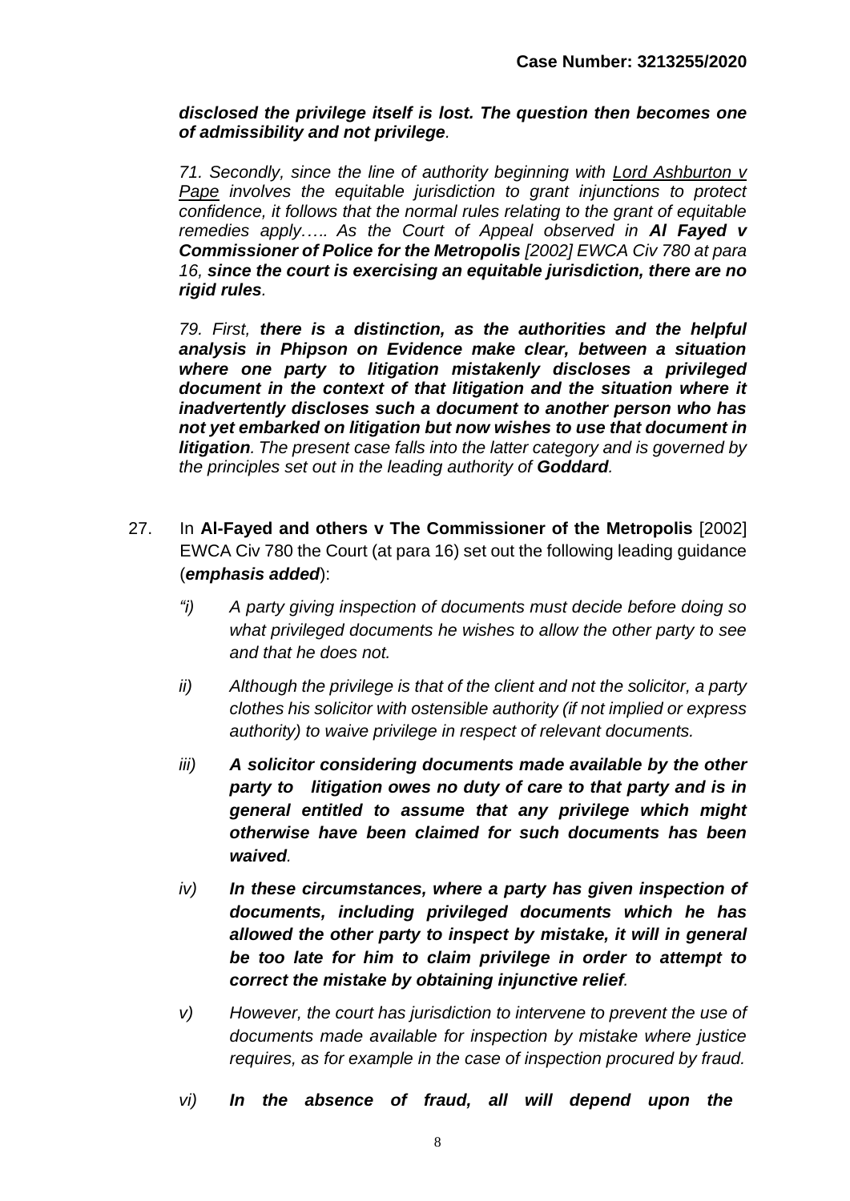***disclosed the privilege itself is lost. The question then becomes one of admissibility and not privilege**.*

*71. Secondly, since the line of authority beginning with <u>Lord Ashburton v Pape</u> involves the equitable jurisdiction to grant injunctions to protect confidence, it follows that the normal rules relating to the grant of equitable remedies apply….. As the Court of Appeal observed in **Al Fayed v Commissioner of Police for the Metropolis** [2002] EWCA Civ 780 at para 16, **since the court is exercising an equitable jurisdiction, there are no rigid rules**.*

*79. First, **there is a distinction, as the authorities and the helpful analysis in Phipson on Evidence make clear, between a situation where one party to litigation mistakenly discloses a privileged document in the context of that litigation and the situation where it inadvertently discloses such a document to another person who has not yet embarked on litigation but now wishes to use that document in litigation**. The present case falls into the latter category and is governed by the principles set out in the leading authority of **Goddard**.*

27. In **Al-Fayed and others v The Commissioner of the Metropolis** [2002] EWCA Civ 780 the Court (at para 16) set out the following leading guidance (***emphasis added***):

*"i) A party giving inspection of documents must decide before doing so what privileged documents he wishes to allow the other party to see and that he does not.*

*ii) Although the privilege is that of the client and not the solicitor, a party clothes his solicitor with ostensible authority (if not implied or express authority) to waive privilege in respect of relevant documents.*

*iii) **A solicitor considering documents made available by the other party to litigation owes no duty of care to that party and is in general entitled to assume that any privilege which might otherwise have been claimed for such documents has been waived**.*

*iv) **In these circumstances, where a party has given inspection of documents, including privileged documents which he has allowed the other party to inspect by mistake, it will in general be too late for him to claim privilege in order to attempt to correct the mistake by obtaining injunctive relief**.*

*v) However, the court has jurisdiction to intervene to prevent the use of documents made available for inspection by mistake where justice requires, as for example in the case of inspection procured by fraud.*

*vi) **In the absence of fraud, all will depend upon the***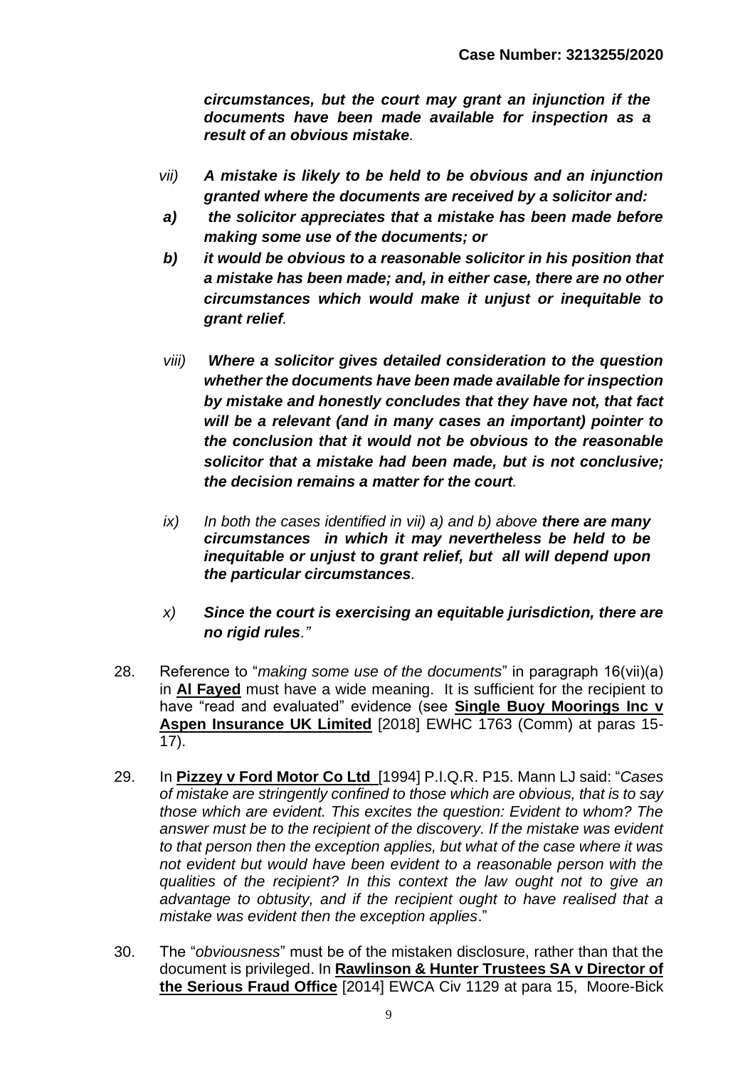***circumstances, but the court may grant an injunction if the documents have been made available for inspection as a result of an obvious mistake**.*

*vii)* ***A mistake is likely to be held to be obvious and an injunction granted where the documents are received by a solicitor and:***

***a) the solicitor appreciates that a mistake has been made before making some use of the documents; or***

***b) it would be obvious to a reasonable solicitor in his position that a mistake has been made; and, in either case, there are no other circumstances which would make it unjust or inequitable to grant relief**.*

*viii)* ***Where a solicitor gives detailed consideration to the question whether the documents have been made available for inspection by mistake and honestly concludes that they have not, that fact will be a relevant (and in many cases an important) pointer to the conclusion that it would not be obvious to the reasonable solicitor that a mistake had been made, but is not conclusive; the decision remains a matter for the court**.*

*ix) In both the cases identified in vii) a) and b) above **there are many circumstances in which it may nevertheless be held to be inequitable or unjust to grant relief, but all will depend upon the particular circumstances**.*

*x)* ***Since the court is exercising an equitable jurisdiction, there are no rigid rules**."*

28. Reference to "*making some use of the documents*" in paragraph 16(vii)(a) in **Al Fayed** must have a wide meaning. It is sufficient for the recipient to have "read and evaluated" evidence (see **Single Buoy Moorings Inc v Aspen Insurance UK Limited** [2018] EWHC 1763 (Comm) at paras 15-17).

29. In **Pizzey v Ford Motor Co Ltd** [1994] P.I.Q.R. P15. Mann LJ said: "*Cases of mistake are stringently confined to those which are obvious, that is to say those which are evident. This excites the question: Evident to whom? The answer must be to the recipient of the discovery. If the mistake was evident to that person then the exception applies, but what of the case where it was not evident but would have been evident to a reasonable person with the qualities of the recipient? In this context the law ought not to give an advantage to obtusity, and if the recipient ought to have realised that a mistake was evident then the exception applies*."

30. The "*obviousness*" must be of the mistaken disclosure, rather than that the document is privileged. In **Rawlinson & Hunter Trustees SA v Director of the Serious Fraud Office** [2014] EWCA Civ 1129 at para 15, Moore-Bick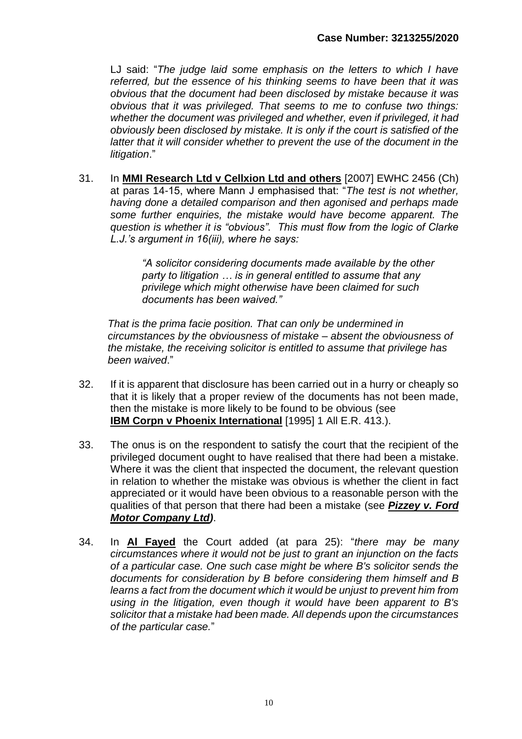LJ said: "*The judge laid some emphasis on the letters to which I have referred, but the essence of his thinking seems to have been that it was obvious that the document had been disclosed by mistake because it was obvious that it was privileged. That seems to me to confuse two things: whether the document was privileged and whether, even if privileged, it had obviously been disclosed by mistake. It is only if the court is satisfied of the latter that it will consider whether to prevent the use of the document in the litigation*."

31. In **MMI Research Ltd v Cellxion Ltd and others** [2007] EWHC 2456 (Ch) at paras 14-15, where Mann J emphasised that: "*The test is not whether, having done a detailed comparison and then agonised and perhaps made some further enquiries, the mistake would have become apparent. The question is whether it is "obvious". This must flow from the logic of Clarke L.J.'s argument in 16(iii), where he says:*

    > *"A solicitor considering documents made available by the other party to litigation … is in general entitled to assume that any privilege which might otherwise have been claimed for such documents has been waived."*

    *That is the prima facie position. That can only be undermined in circumstances by the obviousness of mistake – absent the obviousness of the mistake, the receiving solicitor is entitled to assume that privilege has been waived*."

32. If it is apparent that disclosure has been carried out in a hurry or cheaply so that it is likely that a proper review of the documents has not been made, then the mistake is more likely to be found to be obvious (see **IBM Corpn v Phoenix International** [1995] 1 All E.R. 413.).

33. The onus is on the respondent to satisfy the court that the recipient of the privileged document ought to have realised that there had been a mistake. Where it was the client that inspected the document, the relevant question in relation to whether the mistake was obvious is whether the client in fact appreciated or it would have been obvious to a reasonable person with the qualities of that person that there had been a mistake (see ***Pizzey v. Ford Motor Company Ltd)***.

34. In **Al Fayed** the Court added (at para 25): "*there may be many circumstances where it would not be just to grant an injunction on the facts of a particular case. One such case might be where B's solicitor sends the documents for consideration by B before considering them himself and B learns a fact from the document which it would be unjust to prevent him from using in the litigation, even though it would have been apparent to B's solicitor that a mistake had been made. All depends upon the circumstances of the particular case.*"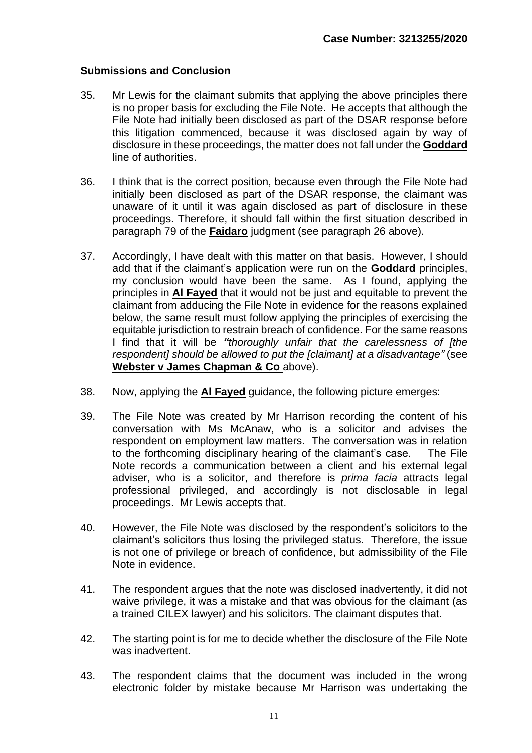**Case Number: 3213255/2020**

## Submissions and Conclusion

35. Mr Lewis for the claimant submits that applying the above principles there is no proper basis for excluding the File Note. He accepts that although the File Note had initially been disclosed as part of the DSAR response before this litigation commenced, because it was disclosed again by way of disclosure in these proceedings, the matter does not fall under the **Goddard** line of authorities.

36. I think that is the correct position, because even through the File Note had initially been disclosed as part of the DSAR response, the claimant was unaware of it until it was again disclosed as part of disclosure in these proceedings. Therefore, it should fall within the first situation described in paragraph 79 of the **Faidaro** judgment (see paragraph 26 above).

37. Accordingly, I have dealt with this matter on that basis. However, I should add that if the claimant's application were run on the **Goddard** principles, my conclusion would have been the same. As I found, applying the principles in **Al Fayed** that it would not be just and equitable to prevent the claimant from adducing the File Note in evidence for the reasons explained below, the same result must follow applying the principles of exercising the equitable jurisdiction to restrain breach of confidence. For the same reasons I find that it will be ***"****thoroughly unfair that the carelessness of [the respondent] should be allowed to put the [claimant] at a disadvantage"* (see **Webster v James Chapman & Co** above).

38. Now, applying the **Al Fayed** guidance, the following picture emerges:

39. The File Note was created by Mr Harrison recording the content of his conversation with Ms McAnaw, who is a solicitor and advises the respondent on employment law matters. The conversation was in relation to the forthcoming disciplinary hearing of the claimant's case. The File Note records a communication between a client and his external legal adviser, who is a solicitor, and therefore is *prima facia* attracts legal professional privileged, and accordingly is not disclosable in legal proceedings. Mr Lewis accepts that.

40. However, the File Note was disclosed by the respondent's solicitors to the claimant's solicitors thus losing the privileged status. Therefore, the issue is not one of privilege or breach of confidence, but admissibility of the File Note in evidence.

41. The respondent argues that the note was disclosed inadvertently, it did not waive privilege, it was a mistake and that was obvious for the claimant (as a trained CILEX lawyer) and his solicitors. The claimant disputes that.

42. The starting point is for me to decide whether the disclosure of the File Note was inadvertent.

43. The respondent claims that the document was included in the wrong electronic folder by mistake because Mr Harrison was undertaking the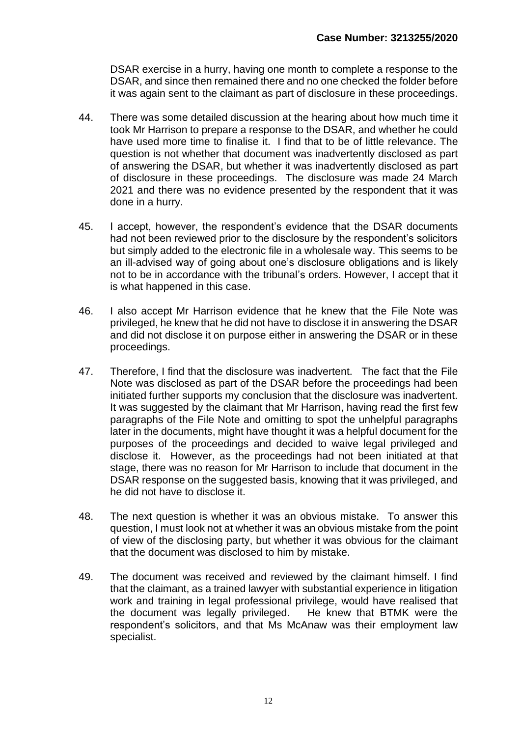DSAR exercise in a hurry, having one month to complete a response to the DSAR, and since then remained there and no one checked the folder before it was again sent to the claimant as part of disclosure in these proceedings.

44. There was some detailed discussion at the hearing about how much time it took Mr Harrison to prepare a response to the DSAR, and whether he could have used more time to finalise it. I find that to be of little relevance. The question is not whether that document was inadvertently disclosed as part of answering the DSAR, but whether it was inadvertently disclosed as part of disclosure in these proceedings. The disclosure was made 24 March 2021 and there was no evidence presented by the respondent that it was done in a hurry.

45. I accept, however, the respondent's evidence that the DSAR documents had not been reviewed prior to the disclosure by the respondent's solicitors but simply added to the electronic file in a wholesale way. This seems to be an ill-advised way of going about one's disclosure obligations and is likely not to be in accordance with the tribunal's orders. However, I accept that it is what happened in this case.

46. I also accept Mr Harrison evidence that he knew that the File Note was privileged, he knew that he did not have to disclose it in answering the DSAR and did not disclose it on purpose either in answering the DSAR or in these proceedings.

47. Therefore, I find that the disclosure was inadvertent. The fact that the File Note was disclosed as part of the DSAR before the proceedings had been initiated further supports my conclusion that the disclosure was inadvertent. It was suggested by the claimant that Mr Harrison, having read the first few paragraphs of the File Note and omitting to spot the unhelpful paragraphs later in the documents, might have thought it was a helpful document for the purposes of the proceedings and decided to waive legal privileged and disclose it. However, as the proceedings had not been initiated at that stage, there was no reason for Mr Harrison to include that document in the DSAR response on the suggested basis, knowing that it was privileged, and he did not have to disclose it.

48. The next question is whether it was an obvious mistake. To answer this question, I must look not at whether it was an obvious mistake from the point of view of the disclosing party, but whether it was obvious for the claimant that the document was disclosed to him by mistake.

49. The document was received and reviewed by the claimant himself. I find that the claimant, as a trained lawyer with substantial experience in litigation work and training in legal professional privilege, would have realised that the document was legally privileged. He knew that BTMK were the respondent's solicitors, and that Ms McAnaw was their employment law specialist.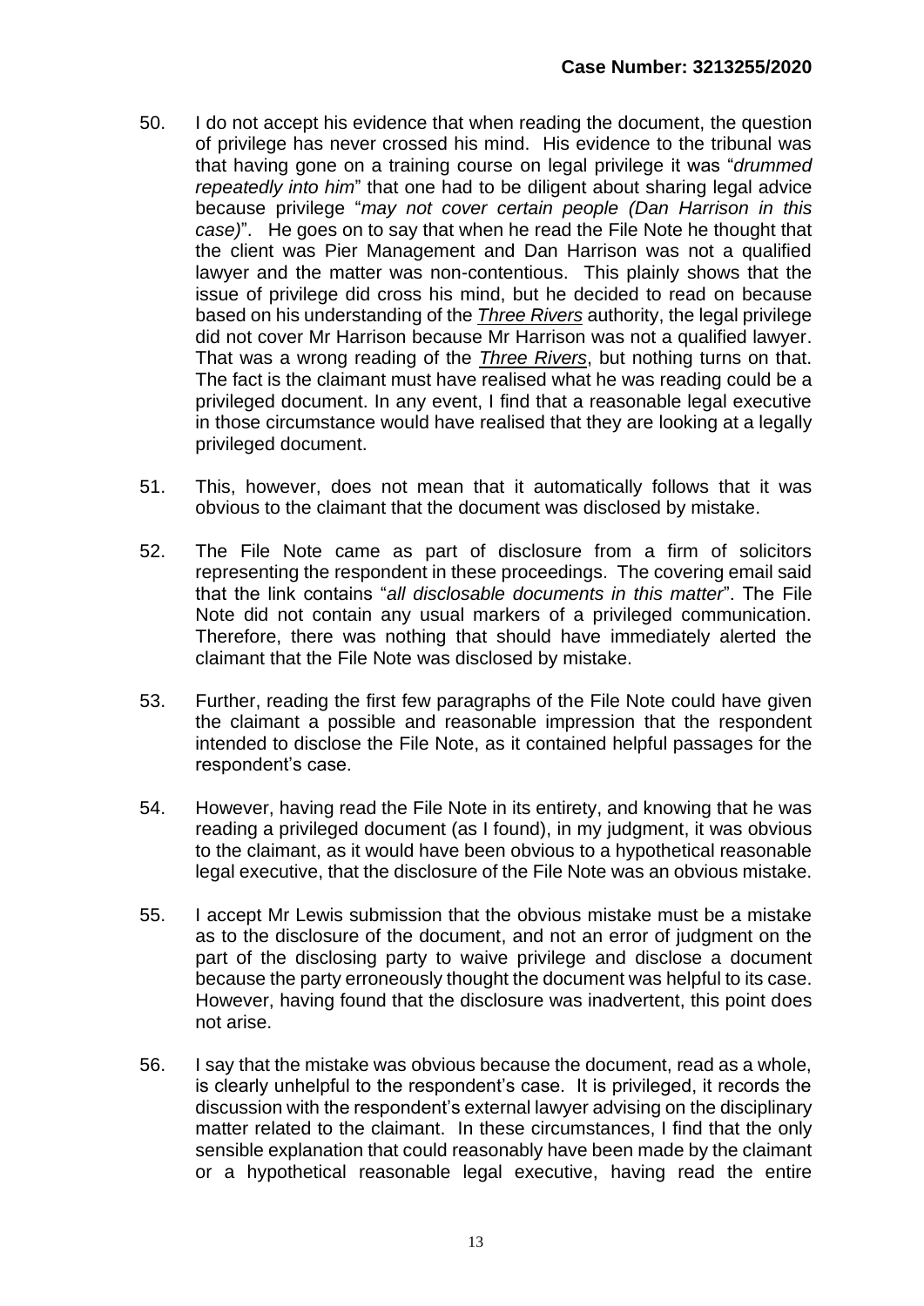50. I do not accept his evidence that when reading the document, the question of privilege has never crossed his mind. His evidence to the tribunal was that having gone on a training course on legal privilege it was "*drummed repeatedly into him*" that one had to be diligent about sharing legal advice because privilege "*may not cover certain people (Dan Harrison in this case)*". He goes on to say that when he read the File Note he thought that the client was Pier Management and Dan Harrison was not a qualified lawyer and the matter was non-contentious. This plainly shows that the issue of privilege did cross his mind, but he decided to read on because based on his understanding of the ***Three Rivers*** authority, the legal privilege did not cover Mr Harrison because Mr Harrison was not a qualified lawyer. That was a wrong reading of the ***Three Rivers***, but nothing turns on that. The fact is the claimant must have realised what he was reading could be a privileged document. In any event, I find that a reasonable legal executive in those circumstance would have realised that they are looking at a legally privileged document.

51. This, however, does not mean that it automatically follows that it was obvious to the claimant that the document was disclosed by mistake.

52. The File Note came as part of disclosure from a firm of solicitors representing the respondent in these proceedings. The covering email said that the link contains "*all disclosable documents in this matter*". The File Note did not contain any usual markers of a privileged communication. Therefore, there was nothing that should have immediately alerted the claimant that the File Note was disclosed by mistake.

53. Further, reading the first few paragraphs of the File Note could have given the claimant a possible and reasonable impression that the respondent intended to disclose the File Note, as it contained helpful passages for the respondent's case.

54. However, having read the File Note in its entirety, and knowing that he was reading a privileged document (as I found), in my judgment, it was obvious to the claimant, as it would have been obvious to a hypothetical reasonable legal executive, that the disclosure of the File Note was an obvious mistake.

55. I accept Mr Lewis submission that the obvious mistake must be a mistake as to the disclosure of the document, and not an error of judgment on the part of the disclosing party to waive privilege and disclose a document because the party erroneously thought the document was helpful to its case. However, having found that the disclosure was inadvertent, this point does not arise.

56. I say that the mistake was obvious because the document, read as a whole, is clearly unhelpful to the respondent's case. It is privileged, it records the discussion with the respondent's external lawyer advising on the disciplinary matter related to the claimant. In these circumstances, I find that the only sensible explanation that could reasonably have been made by the claimant or a hypothetical reasonable legal executive, having read the entire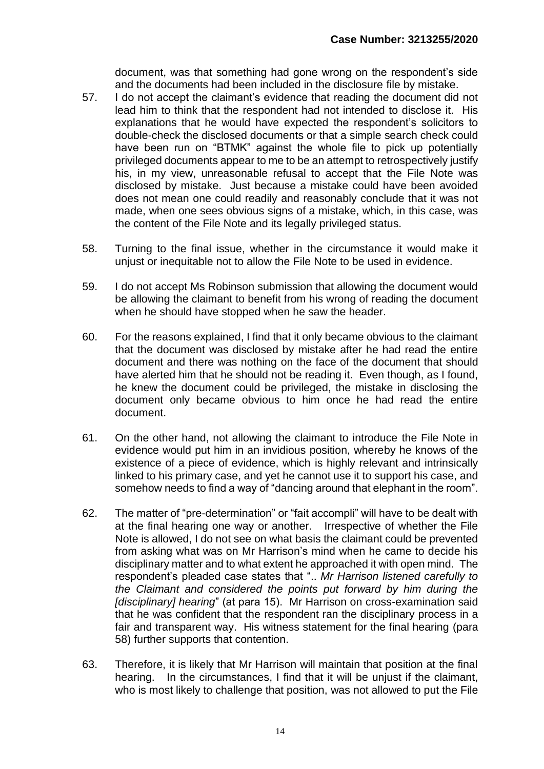document, was that something had gone wrong on the respondent's side and the documents had been included in the disclosure file by mistake.

57. I do not accept the claimant's evidence that reading the document did not lead him to think that the respondent had not intended to disclose it. His explanations that he would have expected the respondent's solicitors to double-check the disclosed documents or that a simple search check could have been run on "BTMK" against the whole file to pick up potentially privileged documents appear to me to be an attempt to retrospectively justify his, in my view, unreasonable refusal to accept that the File Note was disclosed by mistake. Just because a mistake could have been avoided does not mean one could readily and reasonably conclude that it was not made, when one sees obvious signs of a mistake, which, in this case, was the content of the File Note and its legally privileged status.

58. Turning to the final issue, whether in the circumstance it would make it unjust or inequitable not to allow the File Note to be used in evidence.

59. I do not accept Ms Robinson submission that allowing the document would be allowing the claimant to benefit from his wrong of reading the document when he should have stopped when he saw the header.

60. For the reasons explained, I find that it only became obvious to the claimant that the document was disclosed by mistake after he had read the entire document and there was nothing on the face of the document that should have alerted him that he should not be reading it. Even though, as I found, he knew the document could be privileged, the mistake in disclosing the document only became obvious to him once he had read the entire document.

61. On the other hand, not allowing the claimant to introduce the File Note in evidence would put him in an invidious position, whereby he knows of the existence of a piece of evidence, which is highly relevant and intrinsically linked to his primary case, and yet he cannot use it to support his case, and somehow needs to find a way of "dancing around that elephant in the room".

62. The matter of "pre-determination" or "fait accompli" will have to be dealt with at the final hearing one way or another. Irrespective of whether the File Note is allowed, I do not see on what basis the claimant could be prevented from asking what was on Mr Harrison's mind when he came to decide his disciplinary matter and to what extent he approached it with open mind. The respondent's pleaded case states that ".. *Mr Harrison listened carefully to the Claimant and considered the points put forward by him during the [disciplinary] hearing*" (at para 15). Mr Harrison on cross-examination said that he was confident that the respondent ran the disciplinary process in a fair and transparent way. His witness statement for the final hearing (para 58) further supports that contention.

63. Therefore, it is likely that Mr Harrison will maintain that position at the final hearing. In the circumstances, I find that it will be unjust if the claimant, who is most likely to challenge that position, was not allowed to put the File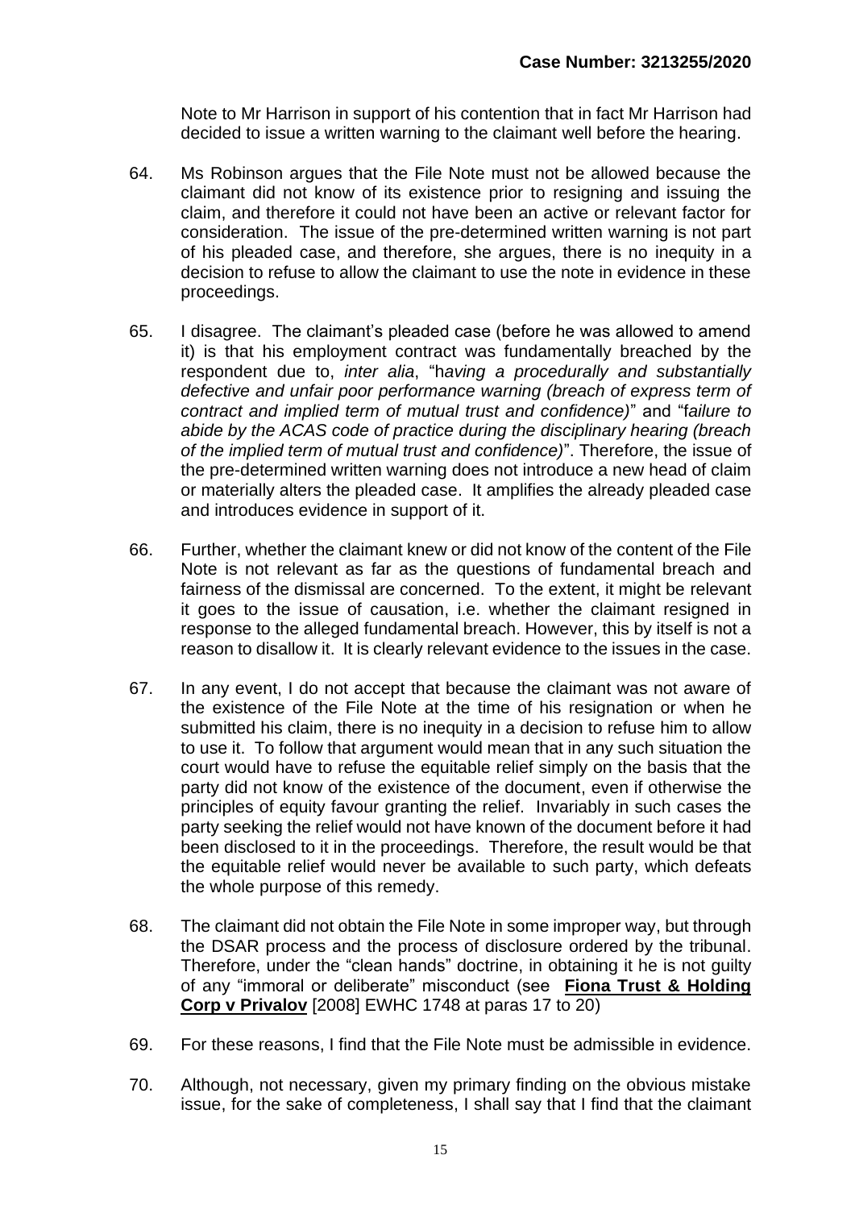Note to Mr Harrison in support of his contention that in fact Mr Harrison had decided to issue a written warning to the claimant well before the hearing.

64. Ms Robinson argues that the File Note must not be allowed because the claimant did not know of its existence prior to resigning and issuing the claim, and therefore it could not have been an active or relevant factor for consideration. The issue of the pre-determined written warning is not part of his pleaded case, and therefore, she argues, there is no inequity in a decision to refuse to allow the claimant to use the note in evidence in these proceedings.

65. I disagree. The claimant's pleaded case (before he was allowed to amend it) is that his employment contract was fundamentally breached by the respondent due to, *inter alia*, "*having a procedurally and substantially defective and unfair poor performance warning (breach of express term of contract and implied term of mutual trust and confidence)*" and "*failure to abide by the ACAS code of practice during the disciplinary hearing (breach of the implied term of mutual trust and confidence)*". Therefore, the issue of the pre-determined written warning does not introduce a new head of claim or materially alters the pleaded case. It amplifies the already pleaded case and introduces evidence in support of it.

66. Further, whether the claimant knew or did not know of the content of the File Note is not relevant as far as the questions of fundamental breach and fairness of the dismissal are concerned. To the extent, it might be relevant it goes to the issue of causation, i.e. whether the claimant resigned in response to the alleged fundamental breach. However, this by itself is not a reason to disallow it. It is clearly relevant evidence to the issues in the case.

67. In any event, I do not accept that because the claimant was not aware of the existence of the File Note at the time of his resignation or when he submitted his claim, there is no inequity in a decision to refuse him to allow to use it. To follow that argument would mean that in any such situation the court would have to refuse the equitable relief simply on the basis that the party did not know of the existence of the document, even if otherwise the principles of equity favour granting the relief. Invariably in such cases the party seeking the relief would not have known of the document before it had been disclosed to it in the proceedings. Therefore, the result would be that the equitable relief would never be available to such party, which defeats the whole purpose of this remedy.

68. The claimant did not obtain the File Note in some improper way, but through the DSAR process and the process of disclosure ordered by the tribunal. Therefore, under the "clean hands" doctrine, in obtaining it he is not guilty of any "immoral or deliberate" misconduct (see **Fiona Trust & Holding Corp v Privalov** [2008] EWHC 1748 at paras 17 to 20)

69. For these reasons, I find that the File Note must be admissible in evidence.

70. Although, not necessary, given my primary finding on the obvious mistake issue, for the sake of completeness, I shall say that I find that the claimant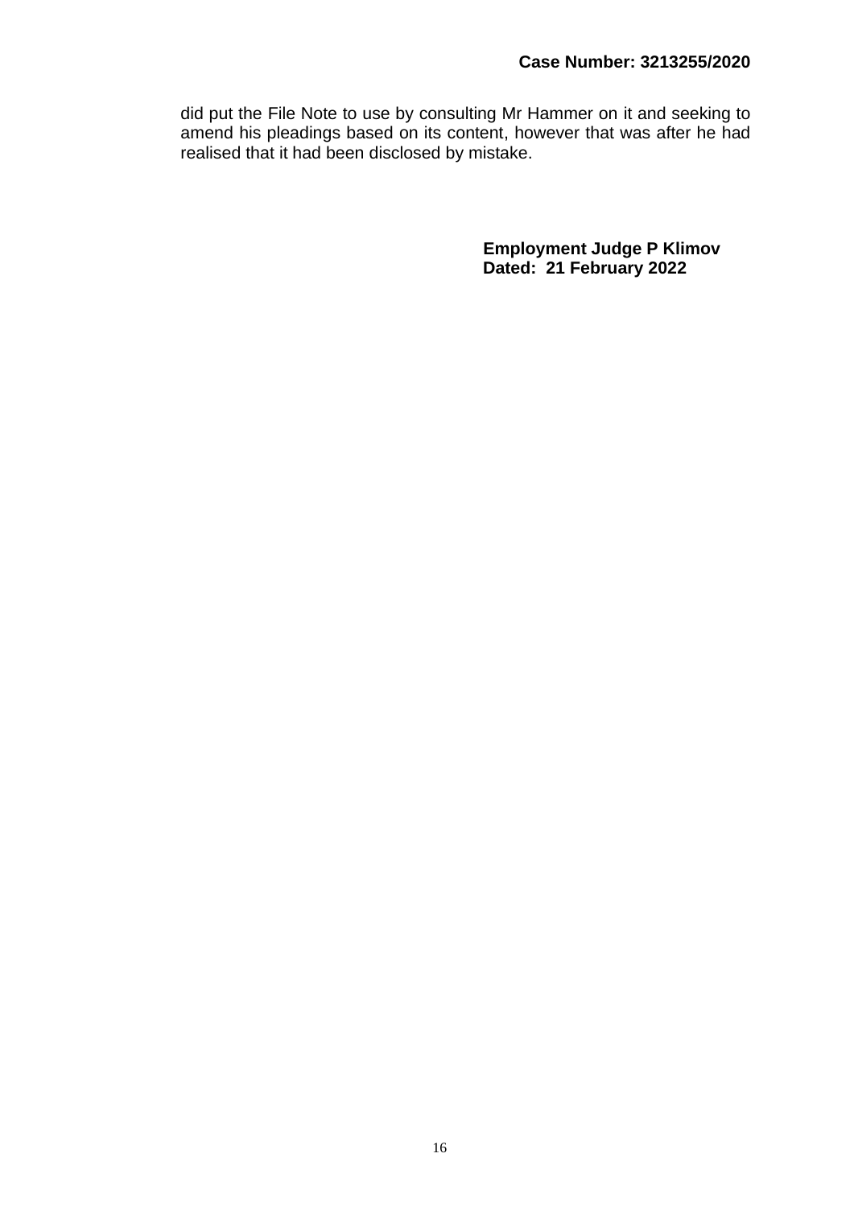did put the File Note to use by consulting Mr Hammer on it and seeking to amend his pleadings based on its content, however that was after he had realised that it had been disclosed by mistake.

**Employment Judge P Klimov**
**Dated: 21 February 2022**